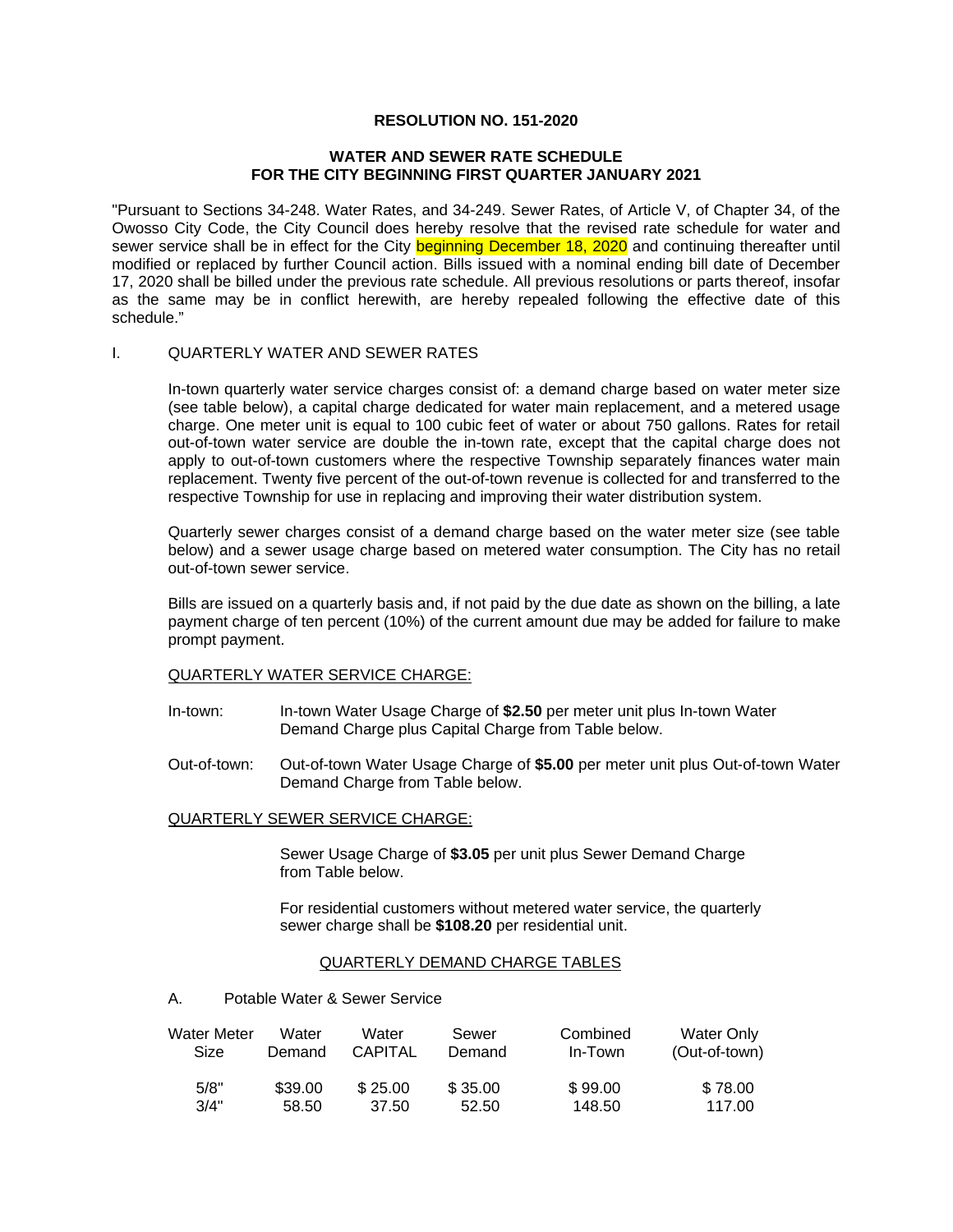**RESOLUTION NO. 151-2020**

**WATER AND SEWER RATE SCHEDULE**
**FOR THE CITY BEGINNING FIRST QUARTER JANUARY 2021**

"Pursuant to Sections 34-248. Water Rates, and 34-249. Sewer Rates, of Article V, of Chapter 34, of the Owosso City Code, the City Council does hereby resolve that the revised rate schedule for water and sewer service shall be in effect for the City beginning December 18, 2020 and continuing thereafter until modified or replaced by further Council action. Bills issued with a nominal ending bill date of December 17, 2020 shall be billed under the previous rate schedule. All previous resolutions or parts thereof, insofar as the same may be in conflict herewith, are hereby repealed following the effective date of this schedule."

I. QUARTERLY WATER AND SEWER RATES

In-town quarterly water service charges consist of: a demand charge based on water meter size (see table below), a capital charge dedicated for water main replacement, and a metered usage charge. One meter unit is equal to 100 cubic feet of water or about 750 gallons. Rates for retail out-of-town water service are double the in-town rate, except that the capital charge does not apply to out-of-town customers where the respective Township separately finances water main replacement. Twenty five percent of the out-of-town revenue is collected for and transferred to the respective Township for use in replacing and improving their water distribution system.

Quarterly sewer charges consist of a demand charge based on the water meter size (see table below) and a sewer usage charge based on metered water consumption. The City has no retail out-of-town sewer service.

Bills are issued on a quarterly basis and, if not paid by the due date as shown on the billing, a late payment charge of ten percent (10%) of the current amount due may be added for failure to make prompt payment.

QUARTERLY WATER SERVICE CHARGE:

In-town: In-town Water Usage Charge of **$2.50** per meter unit plus In-town Water Demand Charge plus Capital Charge from Table below.

Out-of-town: Out-of-town Water Usage Charge of **$5.00** per meter unit plus Out-of-town Water Demand Charge from Table below.

QUARTERLY SEWER SERVICE CHARGE:

Sewer Usage Charge of **$3.05** per unit plus Sewer Demand Charge from Table below.

For residential customers without metered water service, the quarterly sewer charge shall be **$108.20** per residential unit.

QUARTERLY DEMAND CHARGE TABLES

A. Potable Water & Sewer Service

| Water Meter Size | Water Demand | Water CAPITAL | Sewer Demand | Combined In-Town | Water Only (Out-of-town) |
|---|---|---|---|---|---|
| 5/8" | $39.00 | $ 25.00 | $ 35.00 | $ 99.00 | $ 78.00 |
| 3/4" | 58.50 | 37.50 | 52.50 | 148.50 | 117.00 |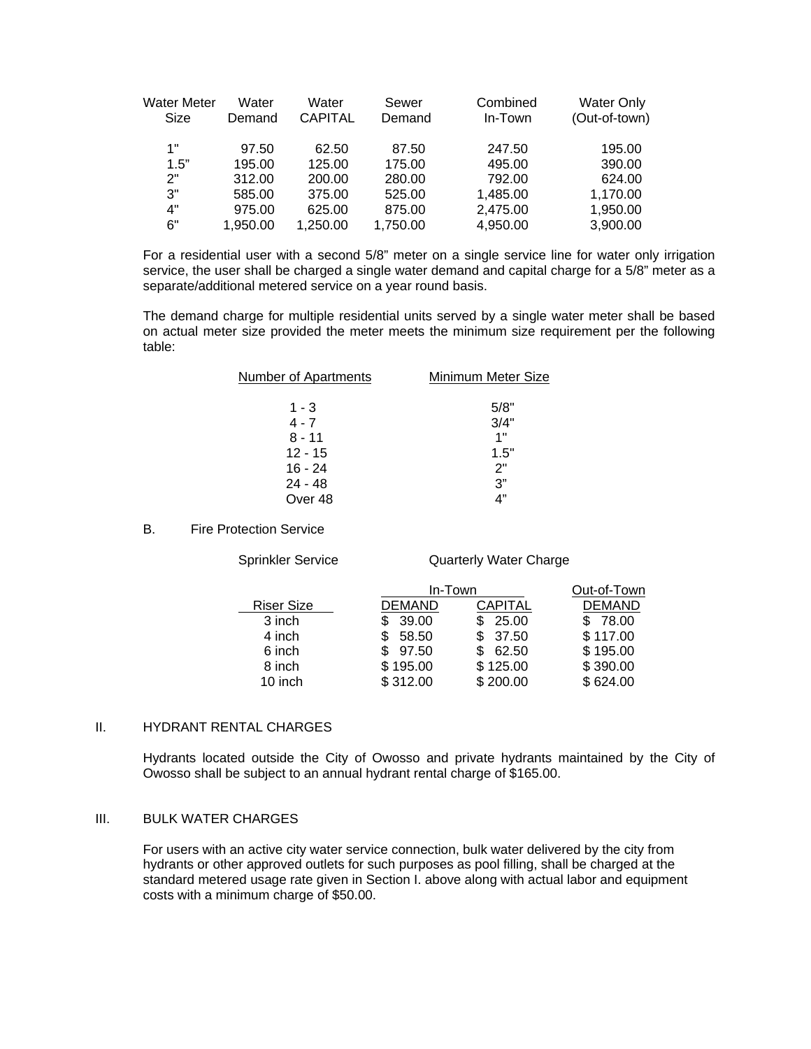| Water Meter Size | Water Demand | Water CAPITAL | Sewer Demand | Combined In-Town | Water Only (Out-of-town) |
|---|---|---|---|---|---|
| 1" | 97.50 | 62.50 | 87.50 | 247.50 | 195.00 |
| 1.5” | 195.00 | 125.00 | 175.00 | 495.00 | 390.00 |
| 2" | 312.00 | 200.00 | 280.00 | 792.00 | 624.00 |
| 3" | 585.00 | 375.00 | 525.00 | 1,485.00 | 1,170.00 |
| 4" | 975.00 | 625.00 | 875.00 | 2,475.00 | 1,950.00 |
| 6" | 1,950.00 | 1,250.00 | 1,750.00 | 4,950.00 | 3,900.00 |

For a residential user with a second 5/8” meter on a single service line for water only irrigation service, the user shall be charged a single water demand and capital charge for a 5/8” meter as a separate/additional metered service on a year round basis.

The demand charge for multiple residential units served by a single water meter shall be based on actual meter size provided the meter meets the minimum size requirement per the following table:

| Number of Apartments | Minimum Meter Size |
|---|---|
| 1 - 3 | 5/8" |
| 4 - 7 | 3/4" |
| 8 - 11 | 1" |
| 12 - 15 | 1.5" |
| 16 - 24 | 2" |
| 24 - 48 | 3” |
| Over 48 | 4” |

B. Fire Protection Service

Sprinkler Service — Quarterly Water Charge

| | In-Town | | Out-of-Town |
|---|---|---|---|
| Riser Size | DEMAND | CAPITAL | DEMAND |
| 3 inch | $ 39.00 | $ 25.00 | $ 78.00 |
| 4 inch | $ 58.50 | $ 37.50 | $ 117.00 |
| 6 inch | $ 97.50 | $ 62.50 | $ 195.00 |
| 8 inch | $ 195.00 | $ 125.00 | $ 390.00 |
| 10 inch | $ 312.00 | $ 200.00 | $ 624.00 |

## II. HYDRANT RENTAL CHARGES

Hydrants located outside the City of Owosso and private hydrants maintained by the City of Owosso shall be subject to an annual hydrant rental charge of $165.00.

## III. BULK WATER CHARGES

For users with an active city water service connection, bulk water delivered by the city from hydrants or other approved outlets for such purposes as pool filling, shall be charged at the standard metered usage rate given in Section I. above along with actual labor and equipment costs with a minimum charge of $50.00.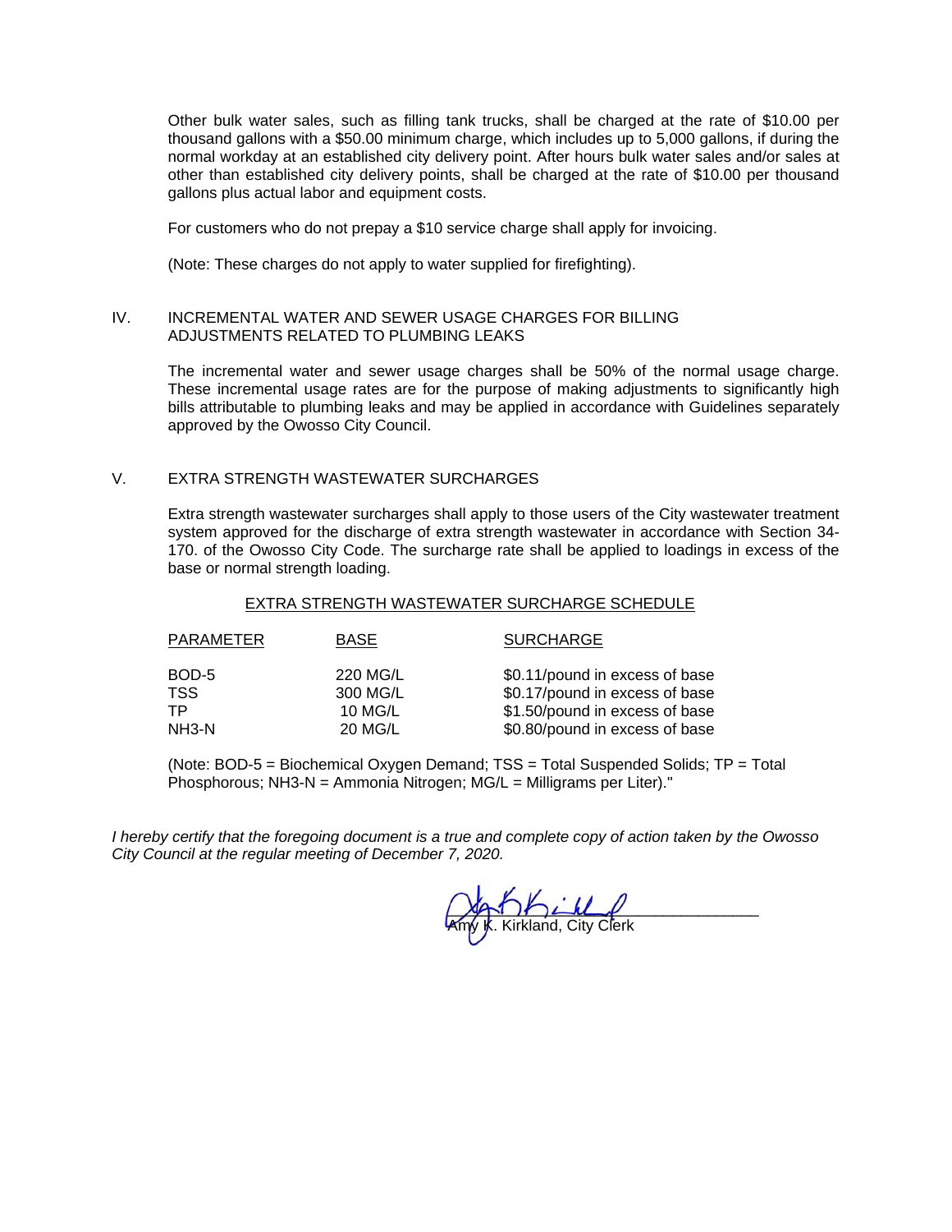Other bulk water sales, such as filling tank trucks, shall be charged at the rate of $10.00 per thousand gallons with a $50.00 minimum charge, which includes up to 5,000 gallons, if during the normal workday at an established city delivery point. After hours bulk water sales and/or sales at other than established city delivery points, shall be charged at the rate of $10.00 per thousand gallons plus actual labor and equipment costs.

For customers who do not prepay a $10 service charge shall apply for invoicing.

(Note: These charges do not apply to water supplied for firefighting).

## IV. INCREMENTAL WATER AND SEWER USAGE CHARGES FOR BILLING ADJUSTMENTS RELATED TO PLUMBING LEAKS

The incremental water and sewer usage charges shall be 50% of the normal usage charge. These incremental usage rates are for the purpose of making adjustments to significantly high bills attributable to plumbing leaks and may be applied in accordance with Guidelines separately approved by the Owosso City Council.

## V. EXTRA STRENGTH WASTEWATER SURCHARGES

Extra strength wastewater surcharges shall apply to those users of the City wastewater treatment system approved for the discharge of extra strength wastewater in accordance with Section 34-170. of the Owosso City Code. The surcharge rate shall be applied to loadings in excess of the base or normal strength loading.

EXTRA STRENGTH WASTEWATER SURCHARGE SCHEDULE

| PARAMETER | BASE | SURCHARGE |
|---|---|---|
| BOD-5 | 220 MG/L | $0.11/pound in excess of base |
| TSS | 300 MG/L | $0.17/pound in excess of base |
| TP | 10 MG/L | $1.50/pound in excess of base |
| NH3-N | 20 MG/L | $0.80/pound in excess of base |

(Note: BOD-5 = Biochemical Oxygen Demand; TSS = Total Suspended Solids; TP = Total Phosphorous; NH3-N = Ammonia Nitrogen; MG/L = Milligrams per Liter)."

*I hereby certify that the foregoing document is a true and complete copy of action taken by the Owosso City Council at the regular meeting of December 7, 2020.*

Amy K. Kirkland, City Clerk